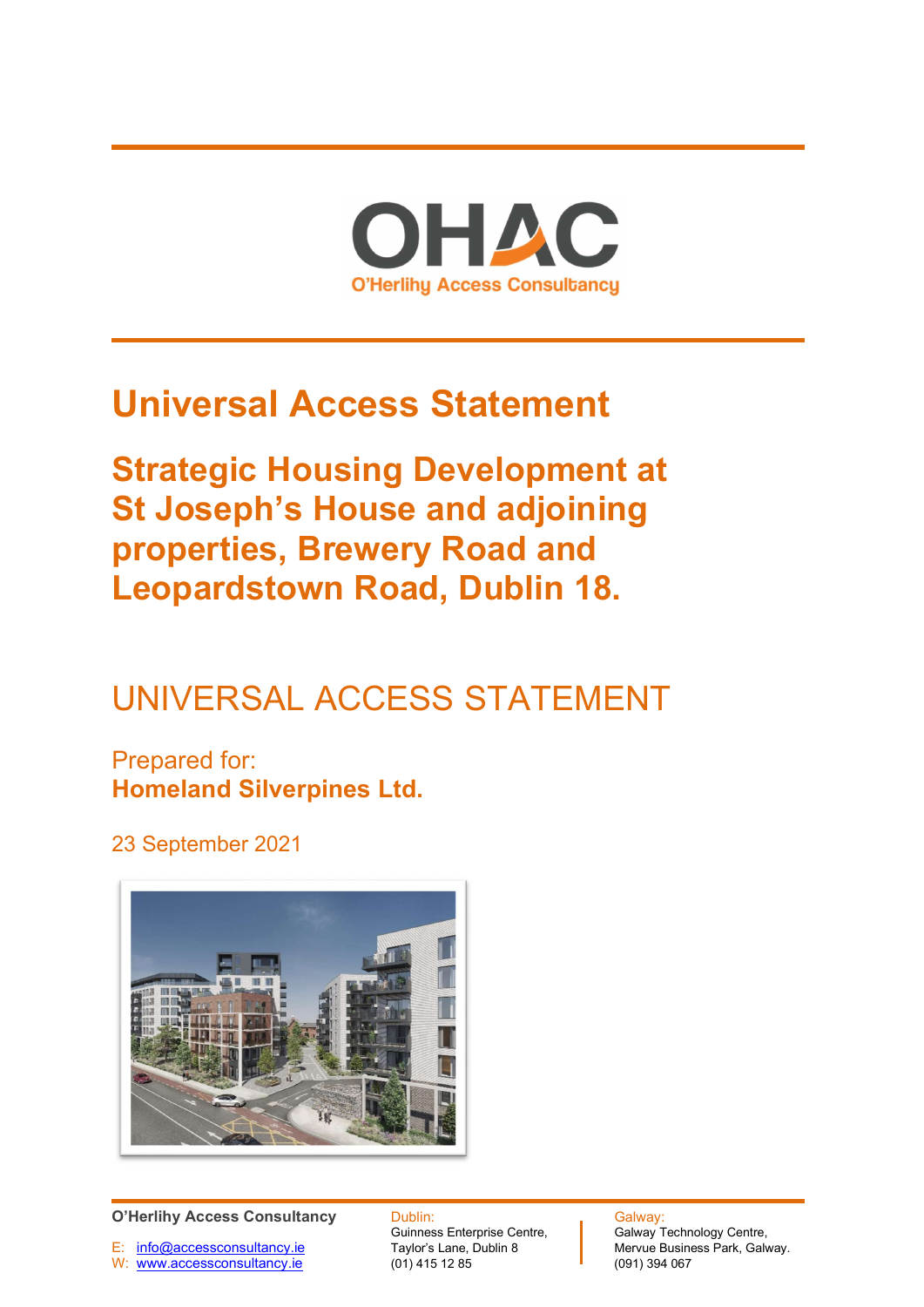OHAC
O'Herlihy Access Consultancy

# Universal Access Statement

## Strategic Housing Development at St Joseph's House and adjoining properties, Brewery Road and Leopardstown Road, Dublin 18.

## UNIVERSAL ACCESS STATEMENT

Prepared for:
**Homeland Silverpines Ltd.**

23 September 2021

**O'Herlihy Access Consultancy**

E: info@accessconsultancy.ie
W: www.accessconsultancy.ie

Dublin:
Guinness Enterprise Centre,
Taylor's Lane, Dublin 8
(01) 415 12 85

Galway:
Galway Technology Centre,
Mervue Business Park, Galway.
(091) 394 067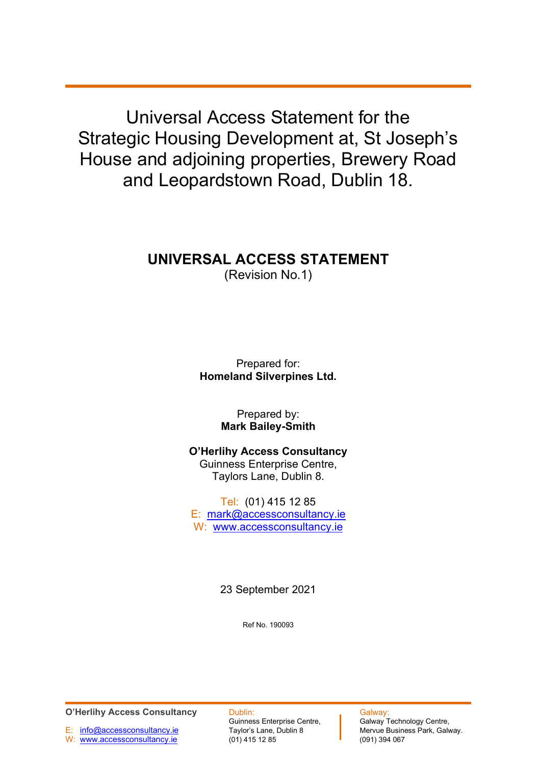# Universal Access Statement for the Strategic Housing Development at, St Joseph's House and adjoining properties, Brewery Road and Leopardstown Road, Dublin 18.

## UNIVERSAL ACCESS STATEMENT

(Revision No.1)

Prepared for:
**Homeland Silverpines Ltd.**

Prepared by:
**Mark Bailey-Smith**

**O'Herlihy Access Consultancy**
Guinness Enterprise Centre,
Taylors Lane, Dublin 8.

Tel: (01) 415 12 85
E: mark@accessconsultancy.ie
W: www.accessconsultancy.ie

23 September 2021

Ref No. 190093

**O'Herlihy Access Consultancy**
E: info@accessconsultancy.ie
W: www.accessconsultancy.ie

Dublin:
Guinness Enterprise Centre,
Taylor's Lane, Dublin 8
(01) 415 12 85

Galway:
Galway Technology Centre,
Mervue Business Park, Galway.
(091) 394 067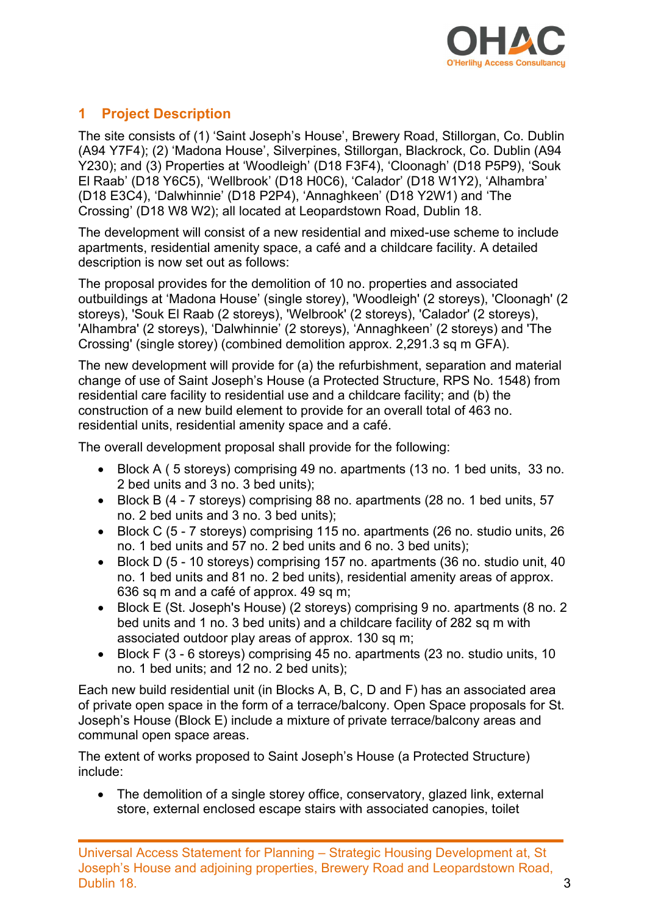# 1 Project Description

The site consists of (1) 'Saint Joseph's House', Brewery Road, Stillorgan, Co. Dublin (A94 Y7F4); (2) 'Madona House', Silverpines, Stillorgan, Blackrock, Co. Dublin (A94 Y230); and (3) Properties at 'Woodleigh' (D18 F3F4), 'Cloonagh' (D18 P5P9), 'Souk El Raab' (D18 Y6C5), 'Wellbrook' (D18 H0C6), 'Calador' (D18 W1Y2), 'Alhambra' (D18 E3C4), 'Dalwhinnie' (D18 P2P4), 'Annaghkeen' (D18 Y2W1) and 'The Crossing' (D18 W8 W2); all located at Leopardstown Road, Dublin 18.

The development will consist of a new residential and mixed-use scheme to include apartments, residential amenity space, a café and a childcare facility. A detailed description is now set out as follows:

The proposal provides for the demolition of 10 no. properties and associated outbuildings at 'Madona House' (single storey), 'Woodleigh' (2 storeys), 'Cloonagh' (2 storeys), 'Souk El Raab (2 storeys), 'Welbrook' (2 storeys), 'Calador' (2 storeys), 'Alhambra' (2 storeys), 'Dalwhinnie' (2 storeys), 'Annaghkeen' (2 storeys) and 'The Crossing' (single storey) (combined demolition approx. 2,291.3 sq m GFA).

The new development will provide for (a) the refurbishment, separation and material change of use of Saint Joseph's House (a Protected Structure, RPS No. 1548) from residential care facility to residential use and a childcare facility; and (b) the construction of a new build element to provide for an overall total of 463 no. residential units, residential amenity space and a café.

The overall development proposal shall provide for the following:

- Block A ( 5 storeys) comprising 49 no. apartments (13 no. 1 bed units, 33 no. 2 bed units and 3 no. 3 bed units);
- Block B (4 - 7 storeys) comprising 88 no. apartments (28 no. 1 bed units, 57 no. 2 bed units and 3 no. 3 bed units);
- Block C (5 - 7 storeys) comprising 115 no. apartments (26 no. studio units, 26 no. 1 bed units and 57 no. 2 bed units and 6 no. 3 bed units);
- Block D (5 - 10 storeys) comprising 157 no. apartments (36 no. studio unit, 40 no. 1 bed units and 81 no. 2 bed units), residential amenity areas of approx. 636 sq m and a café of approx. 49 sq m;
- Block E (St. Joseph's House) (2 storeys) comprising 9 no. apartments (8 no. 2 bed units and 1 no. 3 bed units) and a childcare facility of 282 sq m with associated outdoor play areas of approx. 130 sq m;
- Block F (3 - 6 storeys) comprising 45 no. apartments (23 no. studio units, 10 no. 1 bed units; and 12 no. 2 bed units);

Each new build residential unit (in Blocks A, B, C, D and F) has an associated area of private open space in the form of a terrace/balcony. Open Space proposals for St. Joseph's House (Block E) include a mixture of private terrace/balcony areas and communal open space areas.

The extent of works proposed to Saint Joseph's House (a Protected Structure) include:

- The demolition of a single storey office, conservatory, glazed link, external store, external enclosed escape stairs with associated canopies, toilet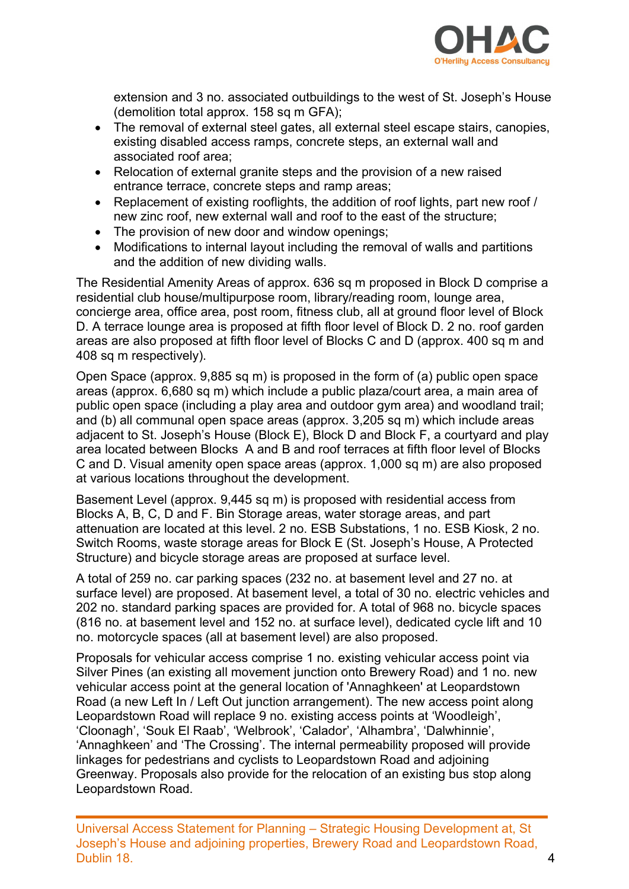extension and 3 no. associated outbuildings to the west of St. Joseph's House (demolition total approx. 158 sq m GFA);

- The removal of external steel gates, all external steel escape stairs, canopies, existing disabled access ramps, concrete steps, an external wall and associated roof area;
- Relocation of external granite steps and the provision of a new raised entrance terrace, concrete steps and ramp areas;
- Replacement of existing rooflights, the addition of roof lights, part new roof / new zinc roof, new external wall and roof to the east of the structure;
- The provision of new door and window openings;
- Modifications to internal layout including the removal of walls and partitions and the addition of new dividing walls.

The Residential Amenity Areas of approx. 636 sq m proposed in Block D comprise a residential club house/multipurpose room, library/reading room, lounge area, concierge area, office area, post room, fitness club, all at ground floor level of Block D. A terrace lounge area is proposed at fifth floor level of Block D. 2 no. roof garden areas are also proposed at fifth floor level of Blocks C and D (approx. 400 sq m and 408 sq m respectively).

Open Space (approx. 9,885 sq m) is proposed in the form of (a) public open space areas (approx. 6,680 sq m) which include a public plaza/court area, a main area of public open space (including a play area and outdoor gym area) and woodland trail; and (b) all communal open space areas (approx. 3,205 sq m) which include areas adjacent to St. Joseph's House (Block E), Block D and Block F, a courtyard and play area located between Blocks A and B and roof terraces at fifth floor level of Blocks C and D. Visual amenity open space areas (approx. 1,000 sq m) are also proposed at various locations throughout the development.

Basement Level (approx. 9,445 sq m) is proposed with residential access from Blocks A, B, C, D and F. Bin Storage areas, water storage areas, and part attenuation are located at this level. 2 no. ESB Substations, 1 no. ESB Kiosk, 2 no. Switch Rooms, waste storage areas for Block E (St. Joseph's House, A Protected Structure) and bicycle storage areas are proposed at surface level.

A total of 259 no. car parking spaces (232 no. at basement level and 27 no. at surface level) are proposed. At basement level, a total of 30 no. electric vehicles and 202 no. standard parking spaces are provided for. A total of 968 no. bicycle spaces (816 no. at basement level and 152 no. at surface level), dedicated cycle lift and 10 no. motorcycle spaces (all at basement level) are also proposed.

Proposals for vehicular access comprise 1 no. existing vehicular access point via Silver Pines (an existing all movement junction onto Brewery Road) and 1 no. new vehicular access point at the general location of 'Annaghkeen' at Leopardstown Road (a new Left In / Left Out junction arrangement). The new access point along Leopardstown Road will replace 9 no. existing access points at 'Woodleigh', 'Cloonagh', 'Souk El Raab', 'Welbrook', 'Calador', 'Alhambra', 'Dalwhinnie', 'Annaghkeen' and 'The Crossing'. The internal permeability proposed will provide linkages for pedestrians and cyclists to Leopardstown Road and adjoining Greenway. Proposals also provide for the relocation of an existing bus stop along Leopardstown Road.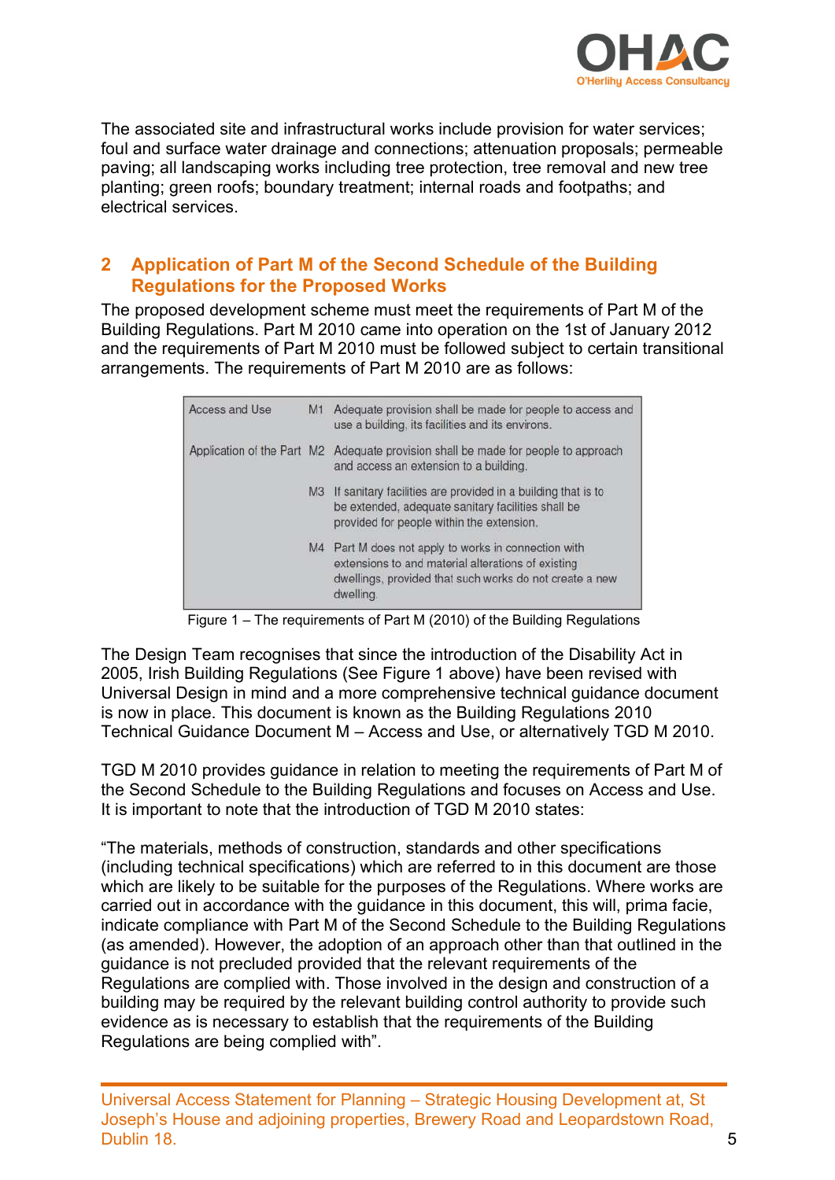The associated site and infrastructural works include provision for water services; foul and surface water drainage and connections; attenuation proposals; permeable paving; all landscaping works including tree protection, tree removal and new tree planting; green roofs; boundary treatment; internal roads and footpaths; and electrical services.

## 2 Application of Part M of the Second Schedule of the Building Regulations for the Proposed Works

The proposed development scheme must meet the requirements of Part M of the Building Regulations. Part M 2010 came into operation on the 1st of January 2012 and the requirements of Part M 2010 must be followed subject to certain transitional arrangements. The requirements of Part M 2010 are as follows:

| | | |
|---|---|---|
| Access and Use | M1 | Adequate provision shall be made for people to access and use a building, its facilities and its environs. |
| Application of the Part | M2 | Adequate provision shall be made for people to approach and access an extension to a building. |
| | M3 | If sanitary facilities are provided in a building that is to be extended, adequate sanitary facilities shall be provided for people within the extension. |
| | M4 | Part M does not apply to works in connection with extensions to and material alterations of existing dwellings, provided that such works do not create a new dwelling. |

Figure 1 – The requirements of Part M (2010) of the Building Regulations

The Design Team recognises that since the introduction of the Disability Act in 2005, Irish Building Regulations (See Figure 1 above) have been revised with Universal Design in mind and a more comprehensive technical guidance document is now in place. This document is known as the Building Regulations 2010 Technical Guidance Document M – Access and Use, or alternatively TGD M 2010.

TGD M 2010 provides guidance in relation to meeting the requirements of Part M of the Second Schedule to the Building Regulations and focuses on Access and Use. It is important to note that the introduction of TGD M 2010 states:

"The materials, methods of construction, standards and other specifications (including technical specifications) which are referred to in this document are those which are likely to be suitable for the purposes of the Regulations. Where works are carried out in accordance with the guidance in this document, this will, prima facie, indicate compliance with Part M of the Second Schedule to the Building Regulations (as amended). However, the adoption of an approach other than that outlined in the guidance is not precluded provided that the relevant requirements of the Regulations are complied with. Those involved in the design and construction of a building may be required by the relevant building control authority to provide such evidence as is necessary to establish that the requirements of the Building Regulations are being complied with".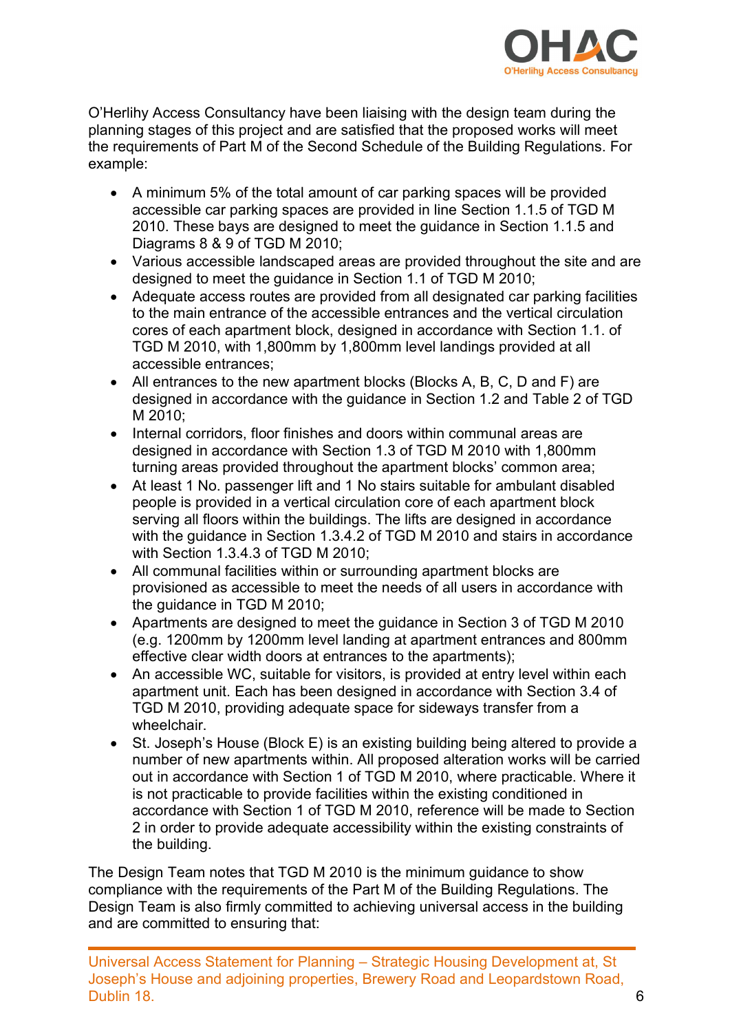O'Herlihy Access Consultancy have been liaising with the design team during the planning stages of this project and are satisfied that the proposed works will meet the requirements of Part M of the Second Schedule of the Building Regulations. For example:

- A minimum 5% of the total amount of car parking spaces will be provided accessible car parking spaces are provided in line Section 1.1.5 of TGD M 2010. These bays are designed to meet the guidance in Section 1.1.5 and Diagrams 8 & 9 of TGD M 2010;
- Various accessible landscaped areas are provided throughout the site and are designed to meet the guidance in Section 1.1 of TGD M 2010;
- Adequate access routes are provided from all designated car parking facilities to the main entrance of the accessible entrances and the vertical circulation cores of each apartment block, designed in accordance with Section 1.1. of TGD M 2010, with 1,800mm by 1,800mm level landings provided at all accessible entrances;
- All entrances to the new apartment blocks (Blocks A, B, C, D and F) are designed in accordance with the guidance in Section 1.2 and Table 2 of TGD M 2010;
- Internal corridors, floor finishes and doors within communal areas are designed in accordance with Section 1.3 of TGD M 2010 with 1,800mm turning areas provided throughout the apartment blocks' common area;
- At least 1 No. passenger lift and 1 No stairs suitable for ambulant disabled people is provided in a vertical circulation core of each apartment block serving all floors within the buildings. The lifts are designed in accordance with the guidance in Section 1.3.4.2 of TGD M 2010 and stairs in accordance with Section 1.3.4.3 of TGD M 2010;
- All communal facilities within or surrounding apartment blocks are provisioned as accessible to meet the needs of all users in accordance with the guidance in TGD M 2010;
- Apartments are designed to meet the guidance in Section 3 of TGD M 2010 (e.g. 1200mm by 1200mm level landing at apartment entrances and 800mm effective clear width doors at entrances to the apartments);
- An accessible WC, suitable for visitors, is provided at entry level within each apartment unit. Each has been designed in accordance with Section 3.4 of TGD M 2010, providing adequate space for sideways transfer from a wheelchair.
- St. Joseph's House (Block E) is an existing building being altered to provide a number of new apartments within. All proposed alteration works will be carried out in accordance with Section 1 of TGD M 2010, where practicable. Where it is not practicable to provide facilities within the existing conditioned in accordance with Section 1 of TGD M 2010, reference will be made to Section 2 in order to provide adequate accessibility within the existing constraints of the building.

The Design Team notes that TGD M 2010 is the minimum guidance to show compliance with the requirements of the Part M of the Building Regulations. The Design Team is also firmly committed to achieving universal access in the building and are committed to ensuring that: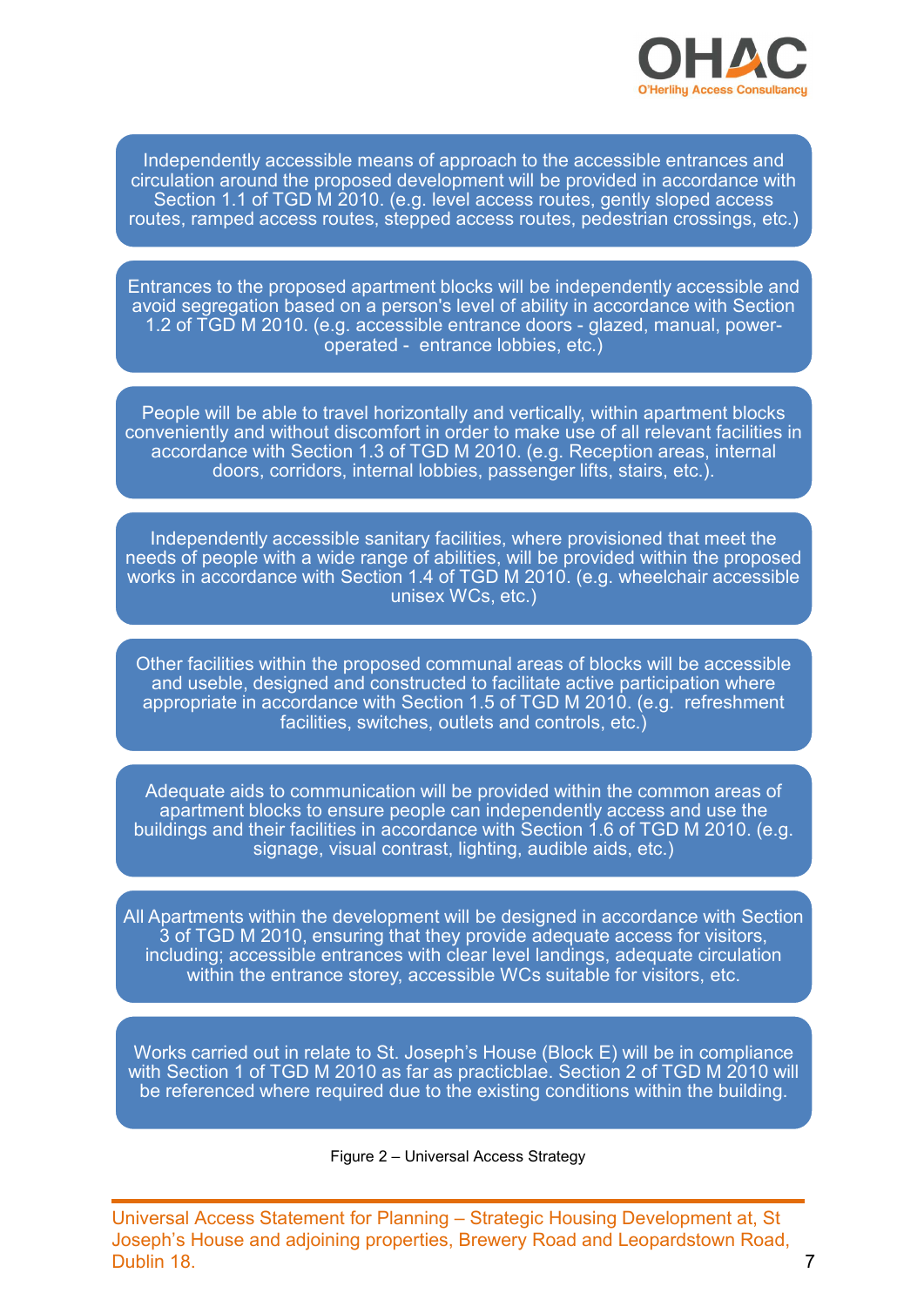Independently accessible means of approach to the accessible entrances and circulation around the proposed development will be provided in accordance with Section 1.1 of TGD M 2010. (e.g. level access routes, gently sloped access routes, ramped access routes, stepped access routes, pedestrian crossings, etc.)

Entrances to the proposed apartment blocks will be independently accessible and avoid segregation based on a person's level of ability in accordance with Section 1.2 of TGD M 2010. (e.g. accessible entrance doors - glazed, manual, power-operated - entrance lobbies, etc.)

People will be able to travel horizontally and vertically, within apartment blocks conveniently and without discomfort in order to make use of all relevant facilities in accordance with Section 1.3 of TGD M 2010. (e.g. Reception areas, internal doors, corridors, internal lobbies, passenger lifts, stairs, etc.).

Independently accessible sanitary facilities, where provisioned that meet the needs of people with a wide range of abilities, will be provided within the proposed works in accordance with Section 1.4 of TGD M 2010. (e.g. wheelchair accessible unisex WCs, etc.)

Other facilities within the proposed communal areas of blocks will be accessible and useble, designed and constructed to facilitate active participation where appropriate in accordance with Section 1.5 of TGD M 2010. (e.g. refreshment facilities, switches, outlets and controls, etc.)

Adequate aids to communication will be provided within the common areas of apartment blocks to ensure people can independently access and use the buildings and their facilities in accordance with Section 1.6 of TGD M 2010. (e.g. signage, visual contrast, lighting, audible aids, etc.)

All Apartments within the development will be designed in accordance with Section 3 of TGD M 2010, ensuring that they provide adequate access for visitors, including; accessible entrances with clear level landings, adequate circulation within the entrance storey, accessible WCs suitable for visitors, etc.

Works carried out in relate to St. Joseph's House (Block E) will be in compliance with Section 1 of TGD M 2010 as far as practicblae. Section 2 of TGD M 2010 will be referenced where required due to the existing conditions within the building.

Figure 2 – Universal Access Strategy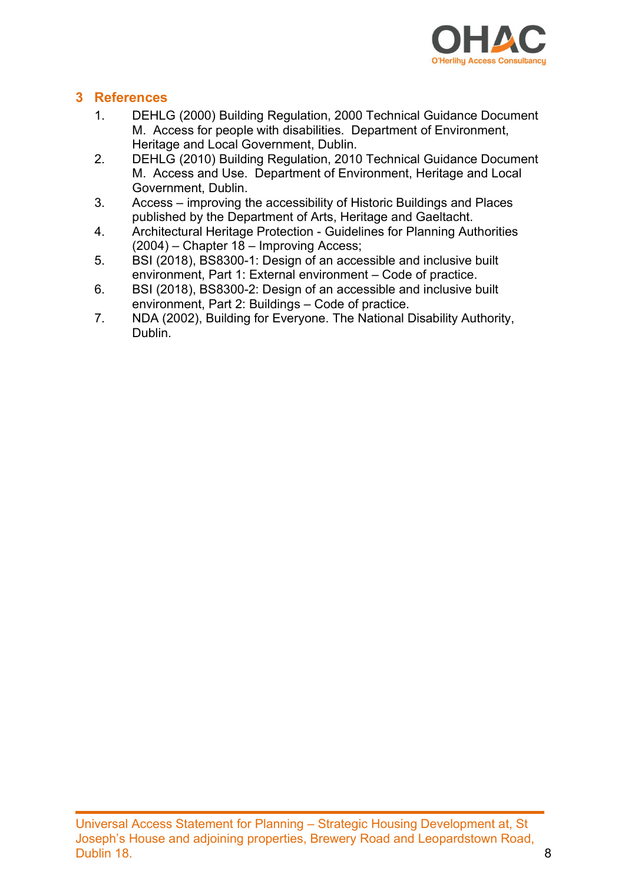## 3 References

1. DEHLG (2000) Building Regulation, 2000 Technical Guidance Document M. Access for people with disabilities. Department of Environment, Heritage and Local Government, Dublin.
2. DEHLG (2010) Building Regulation, 2010 Technical Guidance Document M. Access and Use. Department of Environment, Heritage and Local Government, Dublin.
3. Access – improving the accessibility of Historic Buildings and Places published by the Department of Arts, Heritage and Gaeltacht.
4. Architectural Heritage Protection - Guidelines for Planning Authorities (2004) – Chapter 18 – Improving Access;
5. BSI (2018), BS8300-1: Design of an accessible and inclusive built environment, Part 1: External environment – Code of practice.
6. BSI (2018), BS8300-2: Design of an accessible and inclusive built environment, Part 2: Buildings – Code of practice.
7. NDA (2002), Building for Everyone. The National Disability Authority, Dublin.